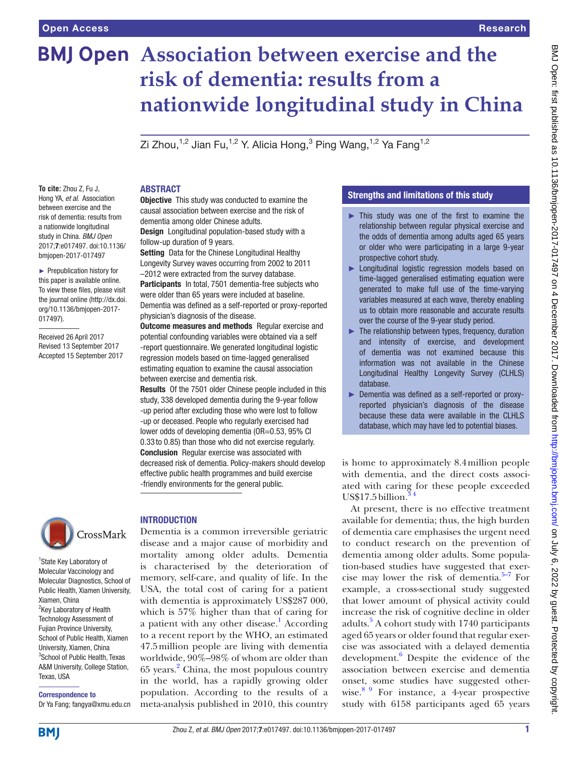# Association between exercise and the risk of dementia: results from a nationwide longitudinal study in China

Zi Zhou,[1,2] Jian Fu,[1,2] Y. Alicia Hong,[3] Ping Wang,[1,2] Ya Fang[1,2]

**To cite:** Zhou Z, Fu J, Hong YA, *et al.* Association between exercise and the risk of dementia: results from a nationwide longitudinal study in China. *BMJ Open* 2017;7:e017497. doi:10.1136/bmjopen-2017-017497

► Prepublication history for this paper is available online. To view these files, please visit the journal online (http://dx.doi.org/10.1136/bmjopen-2017-017497).

Received 26 April 2017
Revised 13 September 2017
Accepted 15 September 2017

[1]State Key Laboratory of Molecular Vaccinology and Molecular Diagnostics, School of Public Health, Xiamen University, Xiamen, China
[2]Key Laboratory of Health Technology Assessment of Fujian Province University, School of Public Health, Xiamen University, Xiamen, China
[3]School of Public Health, Texas A&M University, College Station, Texas, USA

**Correspondence to**
Dr Ya Fang; fangya@xmu.edu.cn

## ABSTRACT

**Objective** This study was conducted to examine the causal association between exercise and the risk of dementia among older Chinese adults.

**Design** Longitudinal population-based study with a follow-up duration of 9 years.

**Setting** Data for the Chinese Longitudinal Healthy Longevity Survey waves occurring from 2002 to 2011–2012 were extracted from the survey database.

**Participants** In total, 7501 dementia-free subjects who were older than 65 years were included at baseline. Dementia was defined as a self-reported or proxy-reported physician's diagnosis of the disease.

**Outcome measures and methods** Regular exercise and potential confounding variables were obtained via a self-report questionnaire. We generated longitudinal logistic regression models based on time-lagged generalised estimating equation to examine the causal association between exercise and dementia risk.

**Results** Of the 7501 older Chinese people included in this study, 338 developed dementia during the 9-year follow-up period after excluding those who were lost to follow-up or deceased. People who regularly exercised had lower odds of developing dementia (OR=0.53, 95% CI 0.33 to 0.85) than those who did not exercise regularly.

**Conclusion** Regular exercise was associated with decreased risk of dementia. Policy-makers should develop effective public health programmes and build exercise-friendly environments for the general public.

## Strengths and limitations of this study

- This study was one of the first to examine the relationship between regular physical exercise and the odds of dementia among adults aged 65 years or older who were participating in a large 9-year prospective cohort study.
- Longitudinal logistic regression models based on time-lagged generalised estimating equation were generated to make full use of the time-varying variables measured at each wave, thereby enabling us to obtain more reasonable and accurate results over the course of the 9-year study period.
- The relationship between types, frequency, duration and intensity of exercise, and development of dementia was not examined because this information was not available in the Chinese Longitudinal Healthy Longevity Survey (CLHLS) database.
- Dementia was defined as a self-reported or proxy-reported physician's diagnosis of the disease because these data were available in the CLHLS database, which may have led to potential biases.

## INTRODUCTION

Dementia is a common irreversible geriatric disease and a major cause of morbidity and mortality among older adults. Dementia is characterised by the deterioration of memory, self-care, and quality of life. In the USA, the total cost of caring for a patient with dementia is approximately US$287 000, which is 57% higher than that of caring for a patient with any other disease.[1] According to a recent report by the WHO, an estimated 47.5 million people are living with dementia worldwide, 90%–98% of whom are older than 65 years.[2] China, the most populous country in the world, has a rapidly growing older population. According to the results of a meta-analysis published in 2010, this country is home to approximately 8.4 million people with dementia, and the direct costs associated with caring for these people exceeded US$17.5 billion.[3 4]

At present, there is no effective treatment available for dementia; thus, the high burden of dementia care emphasises the urgent need to conduct research on the prevention of dementia among older adults. Some population-based studies have suggested that exercise may lower the risk of dementia.[5–7] For example, a cross-sectional study suggested that lower amount of physical activity could increase the risk of cognitive decline in older adults.[5] A cohort study with 1740 participants aged 65 years or older found that regular exercise was associated with a delayed dementia development.[6] Despite the evidence of the association between exercise and dementia onset, some studies have suggested otherwise.[8 9] For instance, a 4-year prospective study with 6158 participants aged 65 years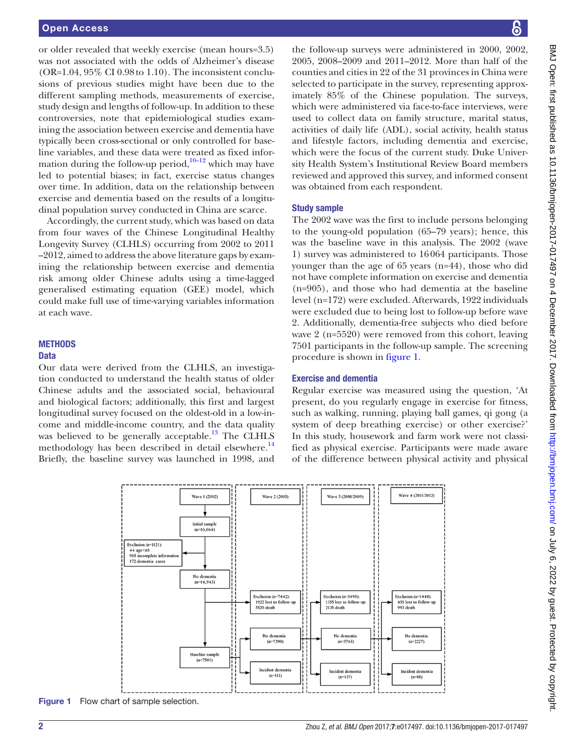or older revealed that weekly exercise (mean hours=3.5) was not associated with the odds of Alzheimer's disease (OR=1.04, 95% CI 0.98 to 1.10). The inconsistent conclusions of previous studies might have been due to the different sampling methods, measurements of exercise, study design and lengths of follow-up. In addition to these controversies, note that epidemiological studies examining the association between exercise and dementia have typically been cross-sectional or only controlled for baseline variables, and these data were treated as fixed information during the follow-up period,[10–12] which may have led to potential biases; in fact, exercise status changes over time. In addition, data on the relationship between exercise and dementia based on the results of a longitudinal population survey conducted in China are scarce.

Accordingly, the current study, which was based on data from four waves of the Chinese Longitudinal Healthy Longevity Survey (CLHLS) occurring from 2002 to 2011–2012, aimed to address the above literature gaps by examining the relationship between exercise and dementia risk among older Chinese adults using a time-lagged generalised estimating equation (GEE) model, which could make full use of time-varying variables information at each wave.

## METHODS

### Data

Our data were derived from the CLHLS, an investigation conducted to understand the health status of older Chinese adults and the associated social, behavioural and biological factors; additionally, this first and largest longitudinal survey focused on the oldest-old in a low-income and middle-income country, and the data quality was believed to be generally acceptable.[13] The CLHLS methodology has been described in detail elsewhere.[14] Briefly, the baseline survey was launched in 1998, and the follow-up surveys were administered in 2000, 2002, 2005, 2008–2009 and 2011–2012. More than half of the counties and cities in 22 of the 31 provinces in China were selected to participate in the survey, representing approximately 85% of the Chinese population. The surveys, which were administered via face-to-face interviews, were used to collect data on family structure, marital status, activities of daily life (ADL), social activity, health status and lifestyle factors, including dementia and exercise, which were the focus of the current study. Duke University Health System's Institutional Review Board members reviewed and approved this survey, and informed consent was obtained from each respondent.

### Study sample

The 2002 wave was the first to include persons belonging to the young-old population (65–79 years); hence, this was the baseline wave in this analysis. The 2002 (wave 1) survey was administered to 16064 participants. Those younger than the age of 65 years (n=44), those who did not have complete information on exercise and dementia (n=905), and those who had dementia at the baseline level (n=172) were excluded. Afterwards, 1922 individuals were excluded due to being lost to follow-up before wave 2. Additionally, dementia-free subjects who died before wave 2 (n=5520) were removed from this cohort, leaving 7501 participants in the follow-up sample. The screening procedure is shown in figure 1.

### Exercise and dementia

Regular exercise was measured using the question, 'At present, do you regularly engage in exercise for fitness, such as walking, running, playing ball games, qi gong (a system of deep breathing exercise) or other exercise?' In this study, housework and farm work were not classified as physical exercise. Participants were made aware of the difference between physical activity and physical

Wave 1 (2002) | Wave 2 (2005) | Wave 3 (2008/2009) | Wave 4 (2011/2012)

Initial sample (n=16,064)

Exclusion (n=1121): 44 age<65; 905 incomplete information; 172 dementia cases

No dementia (n=14,943)

Exclusion (n=7442): 1922 lost to follow-up; 5520 death

Exclusion (n=3490): 1355 lost to follow-up; 2135 death

Exclusion (n=1448): 455 lost to follow-up; 993 death

Baseline sample (n=7501)

No dementia (n=7390) | No dementia (n=3763) | No dementia (n=2227)

Incident dementia (n=111) | Incident dementia (n=137) | Incident dementia (n=83)

**Figure 1** Flow chart of sample selection.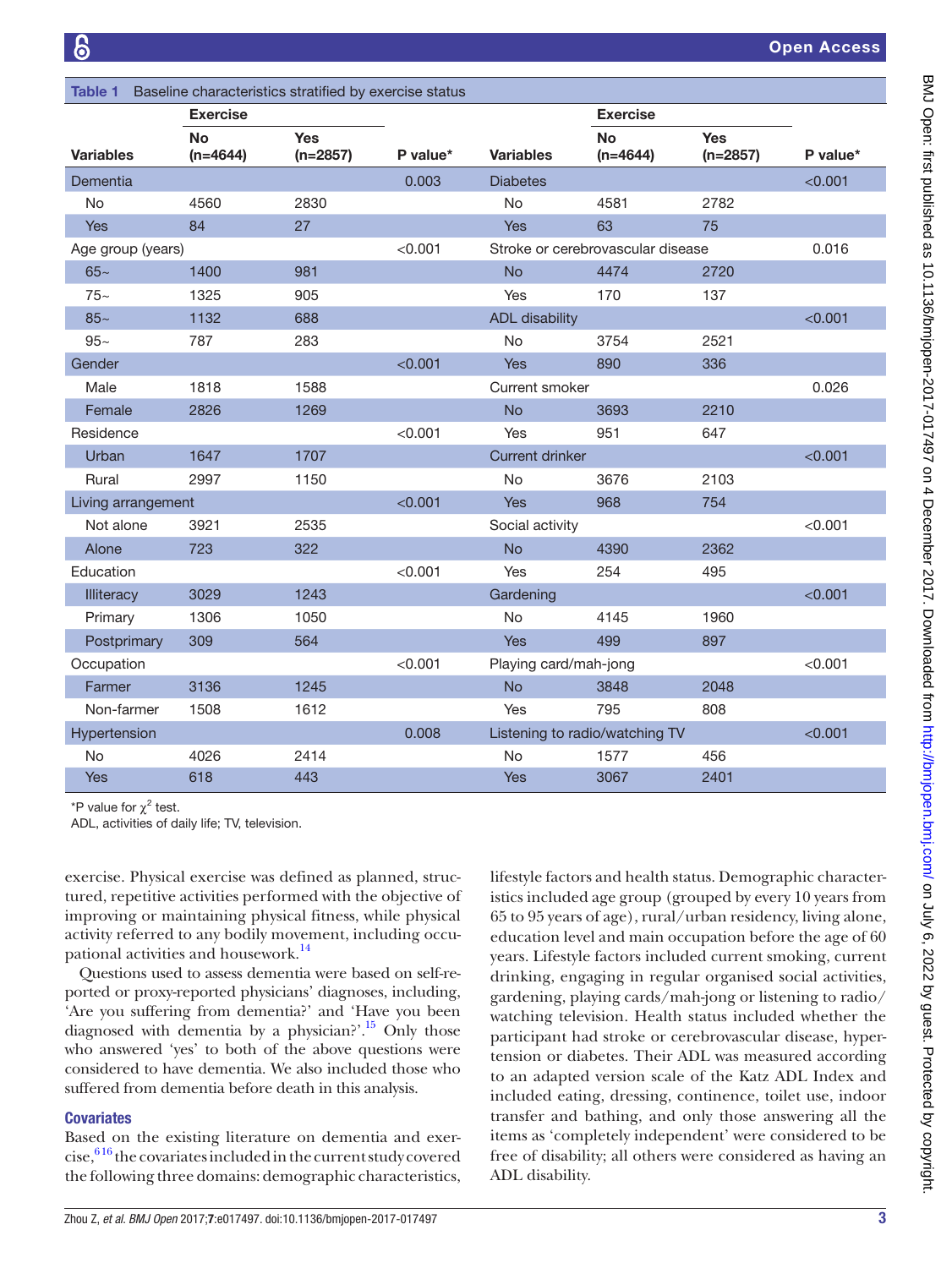**Table 1** Baseline characteristics stratified by exercise status

| Variables | Exercise |  | P value* | Variables | Exercise |  | P value* |
|---|---|---|---|---|---|---|---|
|  | No (n=4644) | Yes (n=2857) |  |  | No (n=4644) | Yes (n=2857) |  |
| Dementia |  |  | 0.003 | Diabetes |  |  | <0.001 |
| No | 4560 | 2830 |  | No | 4581 | 2782 |  |
| Yes | 84 | 27 |  | Yes | 63 | 75 |  |
| Age group (years) |  |  | <0.001 | Stroke or cerebrovascular disease |  |  | 0.016 |
| 65~ | 1400 | 981 |  | No | 4474 | 2720 |  |
| 75~ | 1325 | 905 |  | Yes | 170 | 137 |  |
| 85~ | 1132 | 688 |  | ADL disability |  |  | <0.001 |
| 95~ | 787 | 283 |  | No | 3754 | 2521 |  |
| Gender |  |  | <0.001 | Yes | 890 | 336 |  |
| Male | 1818 | 1588 |  | Current smoker |  |  | 0.026 |
| Female | 2826 | 1269 |  | No | 3693 | 2210 |  |
| Residence |  |  | <0.001 | Yes | 951 | 647 |  |
| Urban | 1647 | 1707 |  | Current drinker |  |  | <0.001 |
| Rural | 2997 | 1150 |  | No | 3676 | 2103 |  |
| Living arrangement |  |  | <0.001 | Yes | 968 | 754 |  |
| Not alone | 3921 | 2535 |  | Social activity |  |  | <0.001 |
| Alone | 723 | 322 |  | No | 4390 | 2362 |  |
| Education |  |  | <0.001 | Yes | 254 | 495 |  |
| Illiteracy | 3029 | 1243 |  | Gardening |  |  | <0.001 |
| Primary | 1306 | 1050 |  | No | 4145 | 1960 |  |
| Postprimary | 309 | 564 |  | Yes | 499 | 897 |  |
| Occupation |  |  | <0.001 | Playing card/mah-jong |  |  | <0.001 |
| Farmer | 3136 | 1245 |  | No | 3848 | 2048 |  |
| Non-farmer | 1508 | 1612 |  | Yes | 795 | 808 |  |
| Hypertension |  |  | 0.008 | Listening to radio/watching TV |  |  | <0.001 |
| No | 4026 | 2414 |  | No | 1577 | 456 |  |
| Yes | 618 | 443 |  | Yes | 3067 | 2401 |  |

*P value for $\chi^2$ test.
ADL, activities of daily life; TV, television.

exercise. Physical exercise was defined as planned, structured, repetitive activities performed with the objective of improving or maintaining physical fitness, while physical activity referred to any bodily movement, including occupational activities and housework.[14]

Questions used to assess dementia were based on self-reported or proxy-reported physicians' diagnoses, including, 'Are you suffering from dementia?' and 'Have you been diagnosed with dementia by a physician?'.[15] Only those who answered 'yes' to both of the above questions were considered to have dementia. We also included those who suffered from dementia before death in this analysis.

### Covariates

Based on the existing literature on dementia and exercise,[6 16] the covariates included in the current study covered the following three domains: demographic characteristics, lifestyle factors and health status. Demographic characteristics included age group (grouped by every 10 years from 65 to 95 years of age), rural/urban residency, living alone, education level and main occupation before the age of 60 years. Lifestyle factors included current smoking, current drinking, engaging in regular organised social activities, gardening, playing cards/mah-jong or listening to radio/watching television. Health status included whether the participant had stroke or cerebrovascular disease, hypertension or diabetes. Their ADL was measured according to an adapted version scale of the Katz ADL Index and included eating, dressing, continence, toilet use, indoor transfer and bathing, and only those answering all the items as 'completely independent' were considered to be free of disability; all others were considered as having an ADL disability.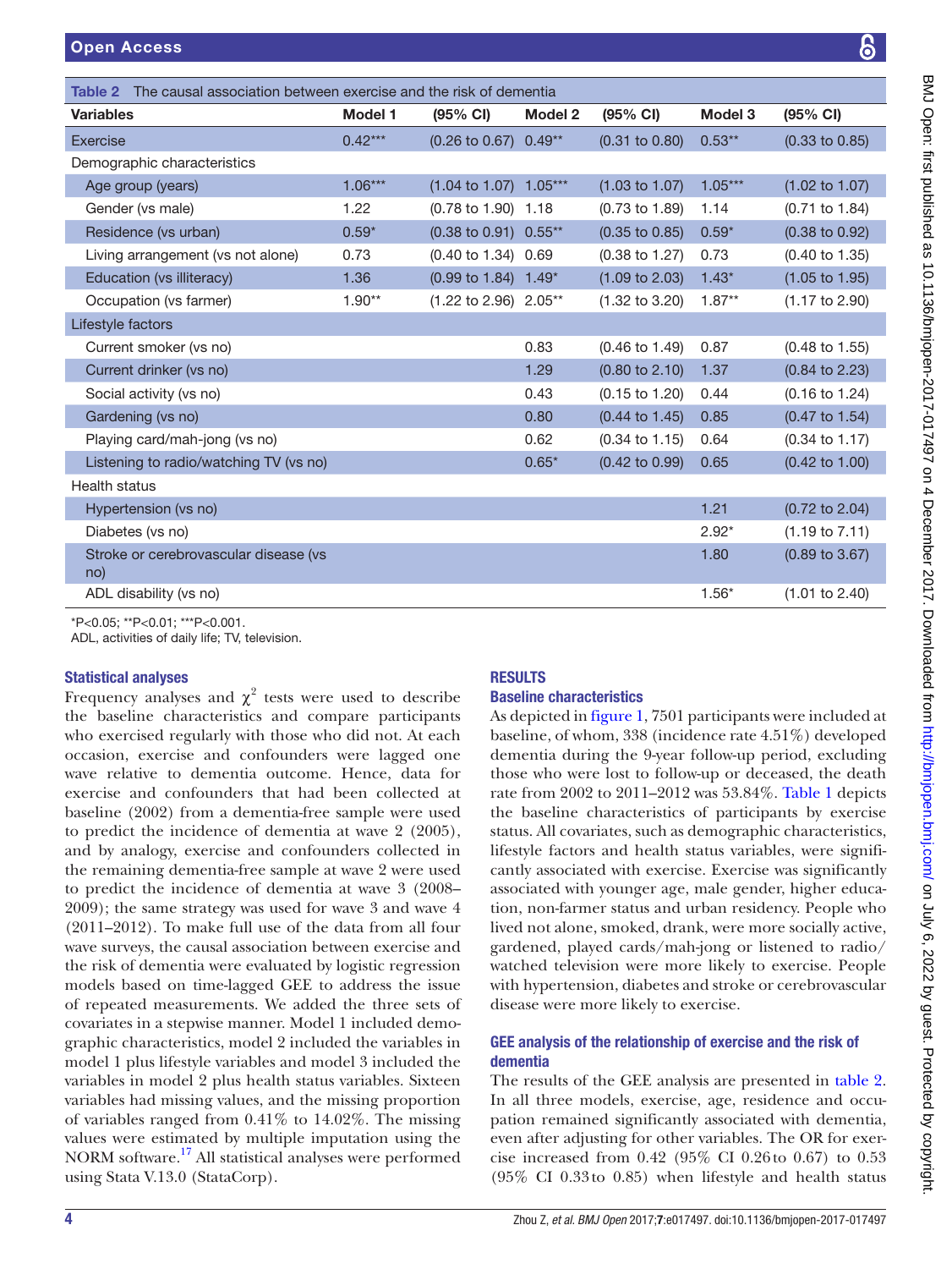**Table 2** The causal association between exercise and the risk of dementia

| Variables | Model 1 | (95% CI) | Model 2 | (95% CI) | Model 3 | (95% CI) |
|---|---|---|---|---|---|---|
| Exercise | 0.42*** | (0.26 to 0.67) | 0.49** | (0.31 to 0.80) | 0.53** | (0.33 to 0.85) |
| Demographic characteristics | | | | | | |
| Age group (years) | 1.06*** | (1.04 to 1.07) | 1.05*** | (1.03 to 1.07) | 1.05*** | (1.02 to 1.07) |
| Gender (vs male) | 1.22 | (0.78 to 1.90) | 1.18 | (0.73 to 1.89) | 1.14 | (0.71 to 1.84) |
| Residence (vs urban) | 0.59* | (0.38 to 0.91) | 0.55** | (0.35 to 0.85) | 0.59* | (0.38 to 0.92) |
| Living arrangement (vs not alone) | 0.73 | (0.40 to 1.34) | 0.69 | (0.38 to 1.27) | 0.73 | (0.40 to 1.35) |
| Education (vs illiteracy) | 1.36 | (0.99 to 1.84) | 1.49* | (1.09 to 2.03) | 1.43* | (1.05 to 1.95) |
| Occupation (vs farmer) | 1.90** | (1.22 to 2.96) | 2.05** | (1.32 to 3.20) | 1.87** | (1.17 to 2.90) |
| Lifestyle factors | | | | | | |
| Current smoker (vs no) | | | 0.83 | (0.46 to 1.49) | 0.87 | (0.48 to 1.55) |
| Current drinker (vs no) | | | 1.29 | (0.80 to 2.10) | 1.37 | (0.84 to 2.23) |
| Social activity (vs no) | | | 0.43 | (0.15 to 1.20) | 0.44 | (0.16 to 1.24) |
| Gardening (vs no) | | | 0.80 | (0.44 to 1.45) | 0.85 | (0.47 to 1.54) |
| Playing card/mah-jong (vs no) | | | 0.62 | (0.34 to 1.15) | 0.64 | (0.34 to 1.17) |
| Listening to radio/watching TV (vs no) | | | 0.65* | (0.42 to 0.99) | 0.65 | (0.42 to 1.00) |
| Health status | | | | | | |
| Hypertension (vs no) | | | | | 1.21 | (0.72 to 2.04) |
| Diabetes (vs no) | | | | | 2.92* | (1.19 to 7.11) |
| Stroke or cerebrovascular disease (vs no) | | | | | 1.80 | (0.89 to 3.67) |
| ADL disability (vs no) | | | | | 1.56* | (1.01 to 2.40) |

*P<0.05; **P<0.01; ***P<0.001.
ADL, activities of daily life; TV, television.

### Statistical analyses

Frequency analyses and $\chi^2$ tests were used to describe the baseline characteristics and compare participants who exercised regularly with those who did not. At each occasion, exercise and confounders were lagged one wave relative to dementia outcome. Hence, data for exercise and confounders that had been collected at baseline (2002) from a dementia-free sample were used to predict the incidence of dementia at wave 2 (2005), and by analogy, exercise and confounders collected in the remaining dementia-free sample at wave 2 were used to predict the incidence of dementia at wave 3 (2008–2009); the same strategy was used for wave 3 and wave 4 (2011–2012). To make full use of the data from all four wave surveys, the causal association between exercise and the risk of dementia were evaluated by logistic regression models based on time-lagged GEE to address the issue of repeated measurements. We added the three sets of covariates in a stepwise manner. Model 1 included demographic characteristics, model 2 included the variables in model 1 plus lifestyle variables and model 3 included the variables in model 2 plus health status variables. Sixteen variables had missing values, and the missing proportion of variables ranged from 0.41% to 14.02%. The missing values were estimated by multiple imputation using the NORM software.[17] All statistical analyses were performed using Stata V.13.0 (StataCorp).

## RESULTS

### Baseline characteristics

As depicted in figure 1, 7501 participants were included at baseline, of whom, 338 (incidence rate 4.51%) developed dementia during the 9-year follow-up period, excluding those who were lost to follow-up or deceased, the death rate from 2002 to 2011–2012 was 53.84%. Table 1 depicts the baseline characteristics of participants by exercise status. All covariates, such as demographic characteristics, lifestyle factors and health status variables, were significantly associated with exercise. Exercise was significantly associated with younger age, male gender, higher education, non-farmer status and urban residency. People who lived not alone, smoked, drank, were more socially active, gardened, played cards/mah-jong or listened to radio/watched television were more likely to exercise. People with hypertension, diabetes and stroke or cerebrovascular disease were more likely to exercise.

### GEE analysis of the relationship of exercise and the risk of dementia

The results of the GEE analysis are presented in table 2. In all three models, exercise, age, residence and occupation remained significantly associated with dementia, even after adjusting for other variables. The OR for exercise increased from 0.42 (95% CI 0.26 to 0.67) to 0.53 (95% CI 0.33 to 0.85) when lifestyle and health status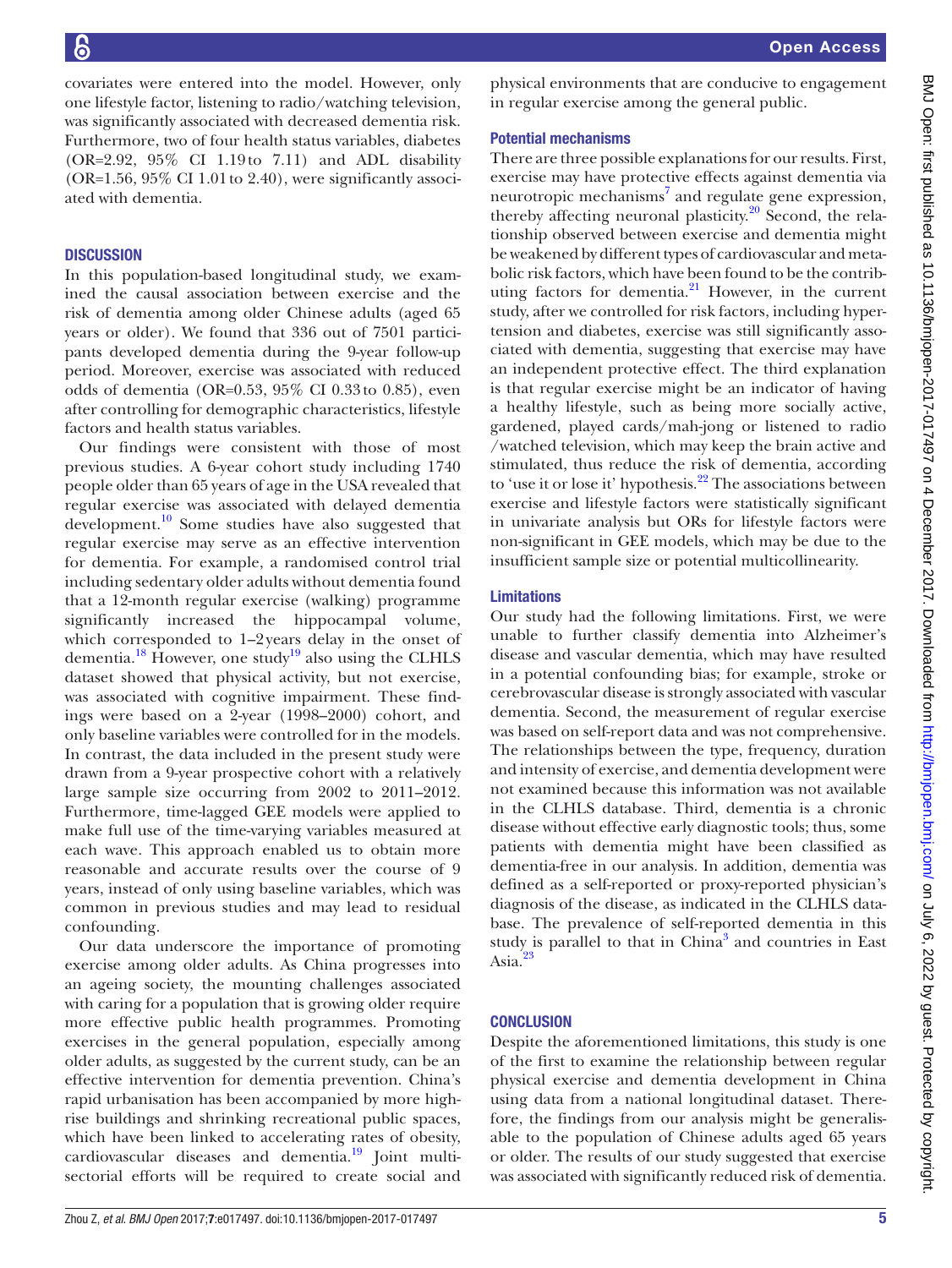covariates were entered into the model. However, only one lifestyle factor, listening to radio/watching television, was significantly associated with decreased dementia risk. Furthermore, two of four health status variables, diabetes (OR=2.92, 95% CI 1.19 to 7.11) and ADL disability (OR=1.56, 95% CI 1.01 to 2.40), were significantly associated with dementia.

## DISCUSSION

In this population-based longitudinal study, we examined the causal association between exercise and the risk of dementia among older Chinese adults (aged 65 years or older). We found that 336 out of 7501 participants developed dementia during the 9-year follow-up period. Moreover, exercise was associated with reduced odds of dementia (OR=0.53, 95% CI 0.33 to 0.85), even after controlling for demographic characteristics, lifestyle factors and health status variables.

Our findings were consistent with those of most previous studies. A 6-year cohort study including 1740 people older than 65 years of age in the USA revealed that regular exercise was associated with delayed dementia development.[10] Some studies have also suggested that regular exercise may serve as an effective intervention for dementia. For example, a randomised control trial including sedentary older adults without dementia found that a 12-month regular exercise (walking) programme significantly increased the hippocampal volume, which corresponded to 1–2 years delay in the onset of dementia.[18] However, one study[19] also using the CLHLS dataset showed that physical activity, but not exercise, was associated with cognitive impairment. These findings were based on a 2-year (1998–2000) cohort, and only baseline variables were controlled for in the models. In contrast, the data included in the present study were drawn from a 9-year prospective cohort with a relatively large sample size occurring from 2002 to 2011–2012. Furthermore, time-lagged GEE models were applied to make full use of the time-varying variables measured at each wave. This approach enabled us to obtain more reasonable and accurate results over the course of 9 years, instead of only using baseline variables, which was common in previous studies and may lead to residual confounding.

Our data underscore the importance of promoting exercise among older adults. As China progresses into an ageing society, the mounting challenges associated with caring for a population that is growing older require more effective public health programmes. Promoting exercises in the general population, especially among older adults, as suggested by the current study, can be an effective intervention for dementia prevention. China's rapid urbanisation has been accompanied by more high-rise buildings and shrinking recreational public spaces, which have been linked to accelerating rates of obesity, cardiovascular diseases and dementia.[19] Joint multi-sectorial efforts will be required to create social and physical environments that are conducive to engagement in regular exercise among the general public.

### Potential mechanisms

There are three possible explanations for our results. First, exercise may have protective effects against dementia via neurotropic mechanisms[7] and regulate gene expression, thereby affecting neuronal plasticity.[20] Second, the relationship observed between exercise and dementia might be weakened by different types of cardiovascular and metabolic risk factors, which have been found to be the contributing factors for dementia.[21] However, in the current study, after we controlled for risk factors, including hypertension and diabetes, exercise was still significantly associated with dementia, suggesting that exercise may have an independent protective effect. The third explanation is that regular exercise might be an indicator of having a healthy lifestyle, such as being more socially active, gardened, played cards/mah-jong or listened to radio /watched television, which may keep the brain active and stimulated, thus reduce the risk of dementia, according to 'use it or lose it' hypothesis.[22] The associations between exercise and lifestyle factors were statistically significant in univariate analysis but ORs for lifestyle factors were non-significant in GEE models, which may be due to the insufficient sample size or potential multicollinearity.

### Limitations

Our study had the following limitations. First, we were unable to further classify dementia into Alzheimer's disease and vascular dementia, which may have resulted in a potential confounding bias; for example, stroke or cerebrovascular disease is strongly associated with vascular dementia. Second, the measurement of regular exercise was based on self-report data and was not comprehensive. The relationships between the type, frequency, duration and intensity of exercise, and dementia development were not examined because this information was not available in the CLHLS database. Third, dementia is a chronic disease without effective early diagnostic tools; thus, some patients with dementia might have been classified as dementia-free in our analysis. In addition, dementia was defined as a self-reported or proxy-reported physician's diagnosis of the disease, as indicated in the CLHLS database. The prevalence of self-reported dementia in this study is parallel to that in China[3] and countries in East Asia.[23]

## CONCLUSION

Despite the aforementioned limitations, this study is one of the first to examine the relationship between regular physical exercise and dementia development in China using data from a national longitudinal dataset. Therefore, the findings from our analysis might be generalisable to the population of Chinese adults aged 65 years or older. The results of our study suggested that exercise was associated with significantly reduced risk of dementia.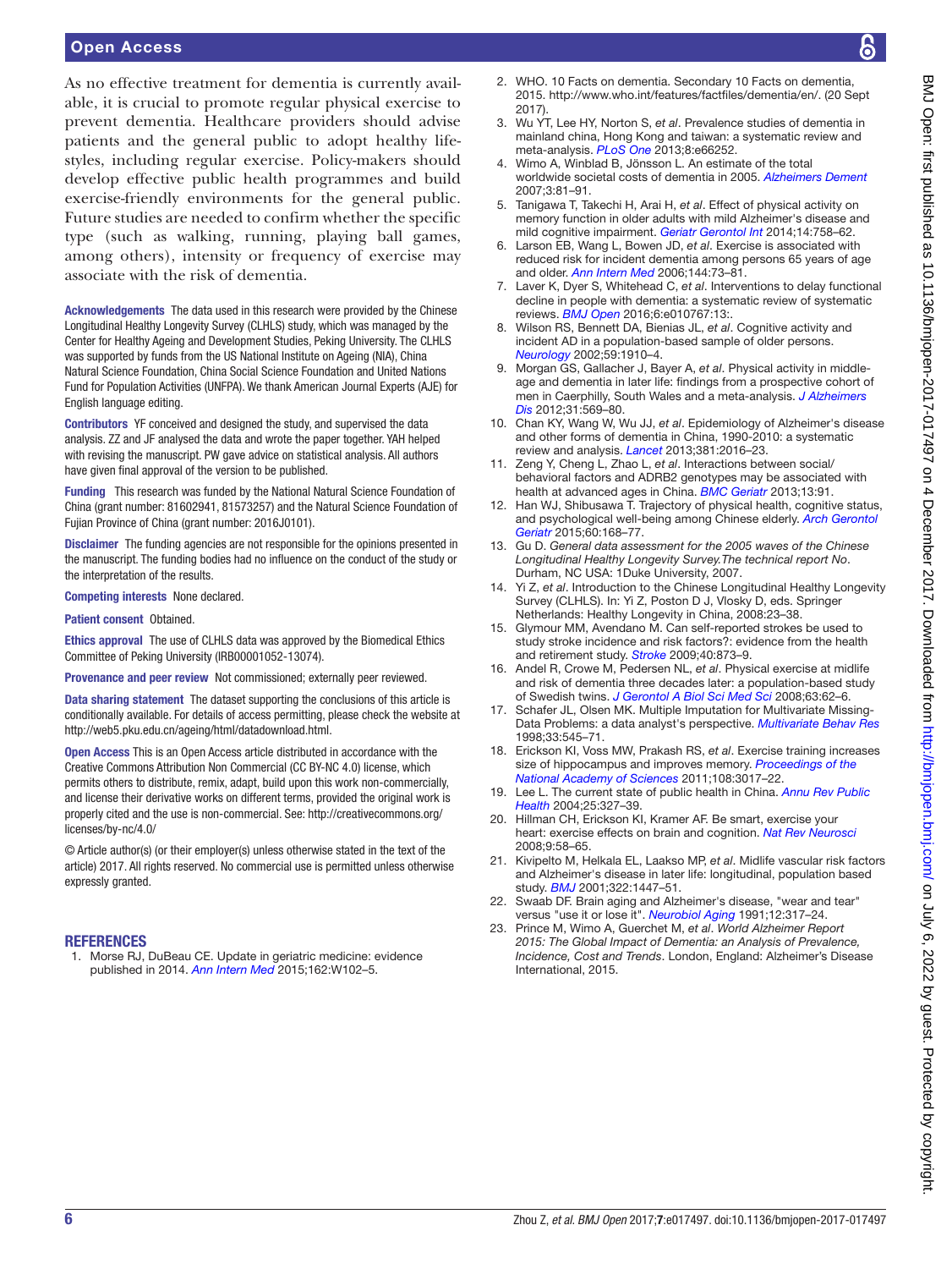As no effective treatment for dementia is currently available, it is crucial to promote regular physical exercise to prevent dementia. Healthcare providers should advise patients and the general public to adopt healthy lifestyles, including regular exercise. Policy-makers should develop effective public health programmes and build exercise-friendly environments for the general public. Future studies are needed to confirm whether the specific type (such as walking, running, playing ball games, among others), intensity or frequency of exercise may associate with the risk of dementia.

**Acknowledgements** The data used in this research were provided by the Chinese Longitudinal Healthy Longevity Survey (CLHLS) study, which was managed by the Center for Healthy Ageing and Development Studies, Peking University. The CLHLS was supported by funds from the US National Institute on Ageing (NIA), China Natural Science Foundation, China Social Science Foundation and United Nations Fund for Population Activities (UNFPA). We thank American Journal Experts (AJE) for English language editing.

**Contributors** YF conceived and designed the study, and supervised the data analysis. ZZ and JF analysed the data and wrote the paper together. YAH helped with revising the manuscript. PW gave advice on statistical analysis. All authors have given final approval of the version to be published.

**Funding** This research was funded by the National Natural Science Foundation of China (grant number: 81602941, 81573257) and the Natural Science Foundation of Fujian Province of China (grant number: 2016J0101).

**Disclaimer** The funding agencies are not responsible for the opinions presented in the manuscript. The funding bodies had no influence on the conduct of the study or the interpretation of the results.

**Competing interests** None declared.

**Patient consent** Obtained.

**Ethics approval** The use of CLHLS data was approved by the Biomedical Ethics Committee of Peking University (IRB00001052-13074).

**Provenance and peer review** Not commissioned; externally peer reviewed.

**Data sharing statement** The dataset supporting the conclusions of this article is conditionally available. For details of access permitting, please check the website at http://web5.pku.edu.cn/ageing/html/datadownload.html.

**Open Access** This is an Open Access article distributed in accordance with the Creative Commons Attribution Non Commercial (CC BY-NC 4.0) license, which permits others to distribute, remix, adapt, build upon this work non-commercially, and license their derivative works on different terms, provided the original work is properly cited and the use is non-commercial. See: http://creativecommons.org/licenses/by-nc/4.0/

© Article author(s) (or their employer(s) unless otherwise stated in the text of the article) 2017. All rights reserved. No commercial use is permitted unless otherwise expressly granted.

## REFERENCES

1. Morse RJ, DuBeau CE. Update in geriatric medicine: evidence published in 2014. *Ann Intern Med* 2015;162:W102–5.
2. WHO. 10 Facts on dementia. Secondary 10 Facts on dementia, 2015. http://www.who.int/features/factfiles/dementia/en/. (20 Sept 2017).
3. Wu YT, Lee HY, Norton S, *et al*. Prevalence studies of dementia in mainland china, Hong Kong and taiwan: a systematic review and meta-analysis. *PLoS One* 2013;8:e66252.
4. Wimo A, Winblad B, Jönsson L. An estimate of the total worldwide societal costs of dementia in 2005. *Alzheimers Dement* 2007;3:81–91.
5. Tanigawa T, Takechi H, Arai H, *et al*. Effect of physical activity on memory function in older adults with mild Alzheimer's disease and mild cognitive impairment. *Geriatr Gerontol Int* 2014;14:758–62.
6. Larson EB, Wang L, Bowen JD, *et al*. Exercise is associated with reduced risk for incident dementia among persons 65 years of age and older. *Ann Intern Med* 2006;144:73–81.
7. Laver K, Dyer S, Whitehead C, *et al*. Interventions to delay functional decline in people with dementia: a systematic review of systematic reviews. *BMJ Open* 2016;6:e010767:13:.
8. Wilson RS, Bennett DA, Bienias JL, *et al*. Cognitive activity and incident AD in a population-based sample of older persons. *Neurology* 2002;59:1910–4.
9. Morgan GS, Gallacher J, Bayer A, *et al*. Physical activity in middle-age and dementia in later life: findings from a prospective cohort of men in Caerphilly, South Wales and a meta-analysis. *J Alzheimers Dis* 2012;31:569–80.
10. Chan KY, Wang W, Wu JJ, *et al*. Epidemiology of Alzheimer's disease and other forms of dementia in China, 1990-2010: a systematic review and analysis. *Lancet* 2013;381:2016–23.
11. Zeng Y, Cheng L, Zhao L, *et al*. Interactions between social/behavioral factors and ADRB2 genotypes may be associated with health at advanced ages in China. *BMC Geriatr* 2013;13:91.
12. Han WJ, Shibusawa T. Trajectory of physical health, cognitive status, and psychological well-being among Chinese elderly. *Arch Gerontol Geriatr* 2015;60:168–77.
13. Gu D. *General data assessment for the 2005 waves of the Chinese Longitudinal Healthy Longevity Survey.The technical report No*. Durham, NC USA: 1Duke University, 2007.
14. Yi Z, *et al*. Introduction to the Chinese Longitudinal Healthy Longevity Survey (CLHLS). In: Yi Z, Poston D J, Vlosky D, eds. Springer Netherlands: Healthy Longevity in China, 2008:23–38.
15. Glymour MM, Avendano M. Can self-reported strokes be used to study stroke incidence and risk factors?: evidence from the health and retirement study. *Stroke* 2009;40:873–9.
16. Andel R, Crowe M, Pedersen NL, *et al*. Physical exercise at midlife and risk of dementia three decades later: a population-based study of Swedish twins. *J Gerontol A Biol Sci Med Sci* 2008;63:62–6.
17. Schafer JL, Olsen MK. Multiple Imputation for Multivariate Missing-Data Problems: a data analyst's perspective. *Multivariate Behav Res* 1998;33:545–71.
18. Erickson KI, Voss MW, Prakash RS, *et al*. Exercise training increases size of hippocampus and improves memory. *Proceedings of the National Academy of Sciences* 2011;108:3017–22.
19. Lee L. The current state of public health in China. *Annu Rev Public Health* 2004;25:327–39.
20. Hillman CH, Erickson KI, Kramer AF. Be smart, exercise your heart: exercise effects on brain and cognition. *Nat Rev Neurosci* 2008;9:58–65.
21. Kivipelto M, Helkala EL, Laakso MP, *et al*. Midlife vascular risk factors and Alzheimer's disease in later life: longitudinal, population based study. *BMJ* 2001;322:1447–51.
22. Swaab DF. Brain aging and Alzheimer's disease, "wear and tear" versus "use it or lose it". *Neurobiol Aging* 1991;12:317–24.
23. Prince M, Wimo A, Guerchet M, *et al*. *World Alzheimer Report 2015: The Global Impact of Dementia: an Analysis of Prevalence, Incidence, Cost and Trends*. London, England: Alzheimer's Disease International, 2015.